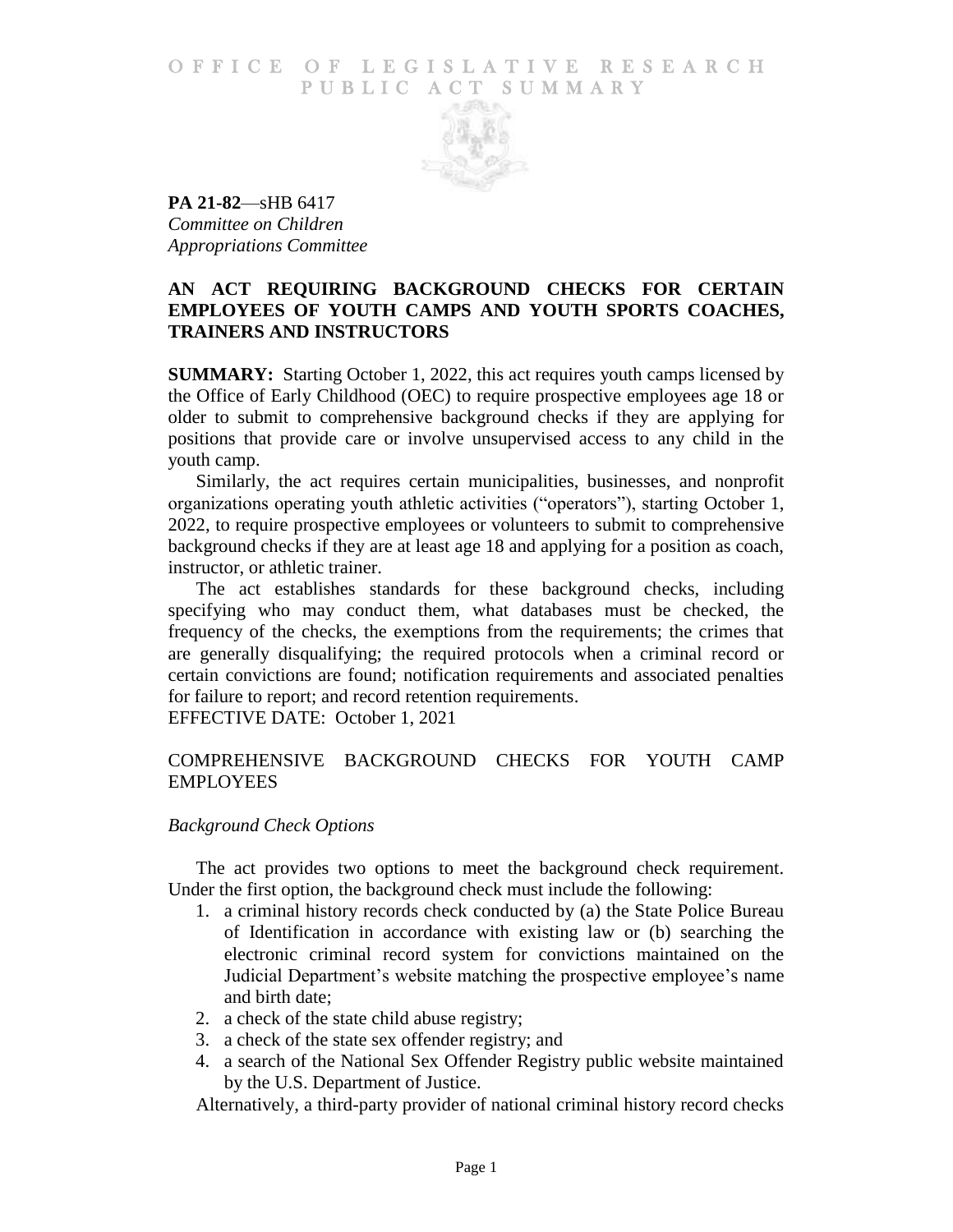OFFICE OF LEGISLATIVE RESEARCH
PUBLIC ACT SUMMARY

**PA 21-82**—sHB 6417
*Committee on Children*
*Appropriations Committee*

## AN ACT REQUIRING BACKGROUND CHECKS FOR CERTAIN EMPLOYEES OF YOUTH CAMPS AND YOUTH SPORTS COACHES, TRAINERS AND INSTRUCTORS

**SUMMARY:** Starting October 1, 2022, this act requires youth camps licensed by the Office of Early Childhood (OEC) to require prospective employees age 18 or older to submit to comprehensive background checks if they are applying for positions that provide care or involve unsupervised access to any child in the youth camp.

Similarly, the act requires certain municipalities, businesses, and nonprofit organizations operating youth athletic activities ("operators"), starting October 1, 2022, to require prospective employees or volunteers to submit to comprehensive background checks if they are at least age 18 and applying for a position as coach, instructor, or athletic trainer.

The act establishes standards for these background checks, including specifying who may conduct them, what databases must be checked, the frequency of the checks, the exemptions from the requirements; the crimes that are generally disqualifying; the required protocols when a criminal record or certain convictions are found; notification requirements and associated penalties for failure to report; and record retention requirements.

EFFECTIVE DATE: October 1, 2021

## COMPREHENSIVE BACKGROUND CHECKS FOR YOUTH CAMP EMPLOYEES

### *Background Check Options*

The act provides two options to meet the background check requirement. Under the first option, the background check must include the following:

1. a criminal history records check conducted by (a) the State Police Bureau of Identification in accordance with existing law or (b) searching the electronic criminal record system for convictions maintained on the Judicial Department's website matching the prospective employee's name and birth date;
2. a check of the state child abuse registry;
3. a check of the state sex offender registry; and
4. a search of the National Sex Offender Registry public website maintained by the U.S. Department of Justice.

Alternatively, a third-party provider of national criminal history record checks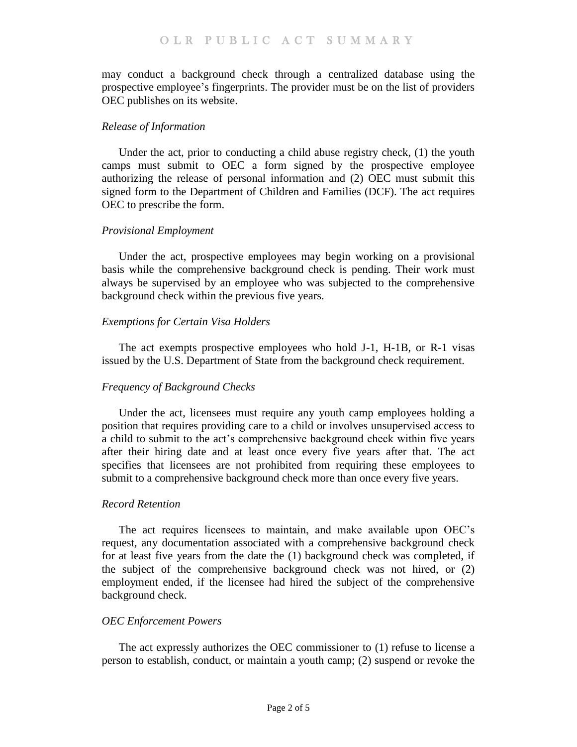may conduct a background check through a centralized database using the prospective employee's fingerprints. The provider must be on the list of providers OEC publishes on its website.

*Release of Information*

Under the act, prior to conducting a child abuse registry check, (1) the youth camps must submit to OEC a form signed by the prospective employee authorizing the release of personal information and (2) OEC must submit this signed form to the Department of Children and Families (DCF). The act requires OEC to prescribe the form.

*Provisional Employment*

Under the act, prospective employees may begin working on a provisional basis while the comprehensive background check is pending. Their work must always be supervised by an employee who was subjected to the comprehensive background check within the previous five years.

*Exemptions for Certain Visa Holders*

The act exempts prospective employees who hold J-1, H-1B, or R-1 visas issued by the U.S. Department of State from the background check requirement.

*Frequency of Background Checks*

Under the act, licensees must require any youth camp employees holding a position that requires providing care to a child or involves unsupervised access to a child to submit to the act's comprehensive background check within five years after their hiring date and at least once every five years after that. The act specifies that licensees are not prohibited from requiring these employees to submit to a comprehensive background check more than once every five years.

*Record Retention*

The act requires licensees to maintain, and make available upon OEC's request, any documentation associated with a comprehensive background check for at least five years from the date the (1) background check was completed, if the subject of the comprehensive background check was not hired, or (2) employment ended, if the licensee had hired the subject of the comprehensive background check.

*OEC Enforcement Powers*

The act expressly authorizes the OEC commissioner to (1) refuse to license a person to establish, conduct, or maintain a youth camp; (2) suspend or revoke the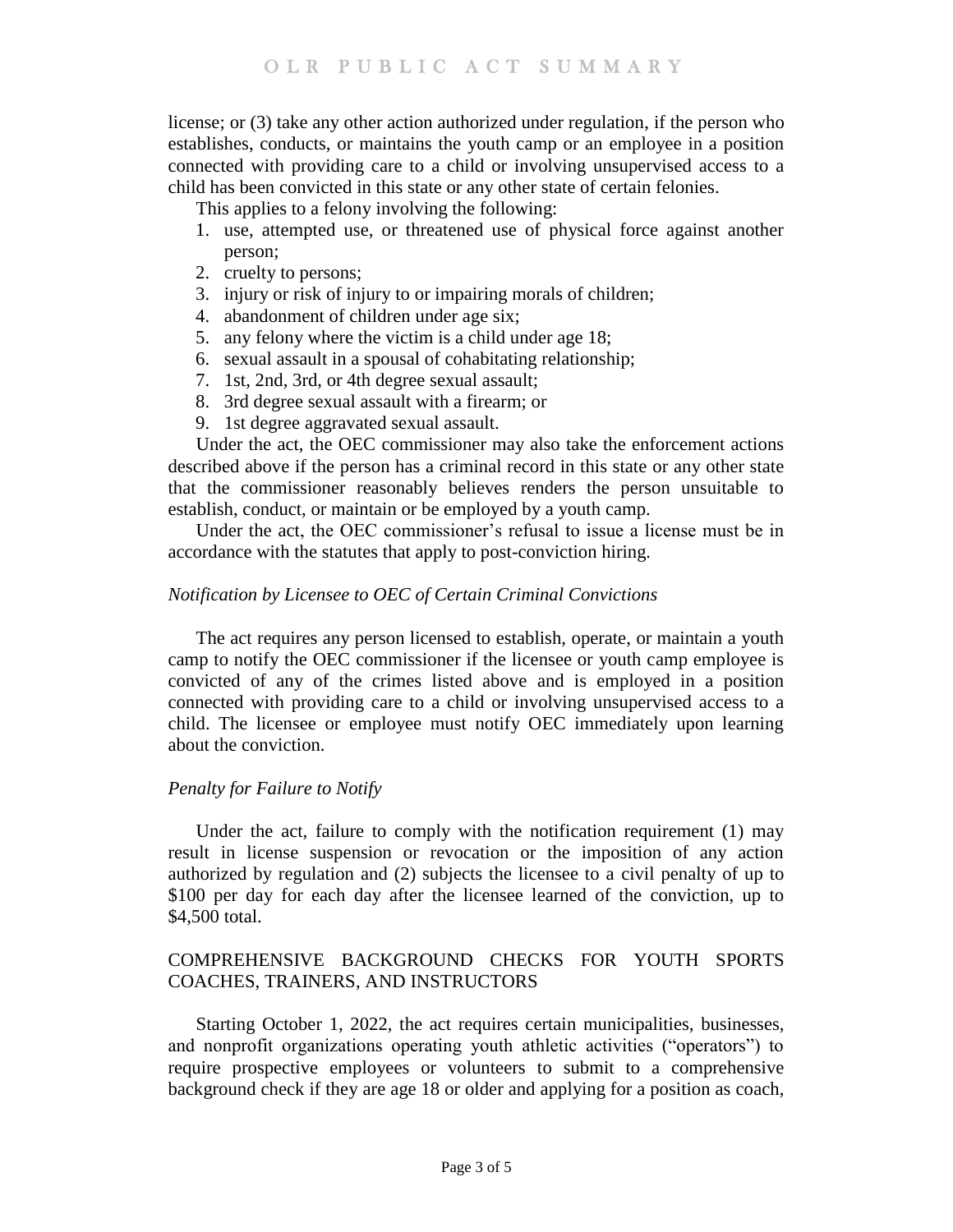license; or (3) take any other action authorized under regulation, if the person who establishes, conducts, or maintains the youth camp or an employee in a position connected with providing care to a child or involving unsupervised access to a child has been convicted in this state or any other state of certain felonies.

This applies to a felony involving the following:

1. use, attempted use, or threatened use of physical force against another person;
2. cruelty to persons;
3. injury or risk of injury to or impairing morals of children;
4. abandonment of children under age six;
5. any felony where the victim is a child under age 18;
6. sexual assault in a spousal of cohabitating relationship;
7. 1st, 2nd, 3rd, or 4th degree sexual assault;
8. 3rd degree sexual assault with a firearm; or
9. 1st degree aggravated sexual assault.

Under the act, the OEC commissioner may also take the enforcement actions described above if the person has a criminal record in this state or any other state that the commissioner reasonably believes renders the person unsuitable to establish, conduct, or maintain or be employed by a youth camp.

Under the act, the OEC commissioner's refusal to issue a license must be in accordance with the statutes that apply to post-conviction hiring.

*Notification by Licensee to OEC of Certain Criminal Convictions*

The act requires any person licensed to establish, operate, or maintain a youth camp to notify the OEC commissioner if the licensee or youth camp employee is convicted of any of the crimes listed above and is employed in a position connected with providing care to a child or involving unsupervised access to a child. The licensee or employee must notify OEC immediately upon learning about the conviction.

*Penalty for Failure to Notify*

Under the act, failure to comply with the notification requirement (1) may result in license suspension or revocation or the imposition of any action authorized by regulation and (2) subjects the licensee to a civil penalty of up to $100 per day for each day after the licensee learned of the conviction, up to $4,500 total.

## COMPREHENSIVE BACKGROUND CHECKS FOR YOUTH SPORTS COACHES, TRAINERS, AND INSTRUCTORS

Starting October 1, 2022, the act requires certain municipalities, businesses, and nonprofit organizations operating youth athletic activities ("operators") to require prospective employees or volunteers to submit to a comprehensive background check if they are age 18 or older and applying for a position as coach,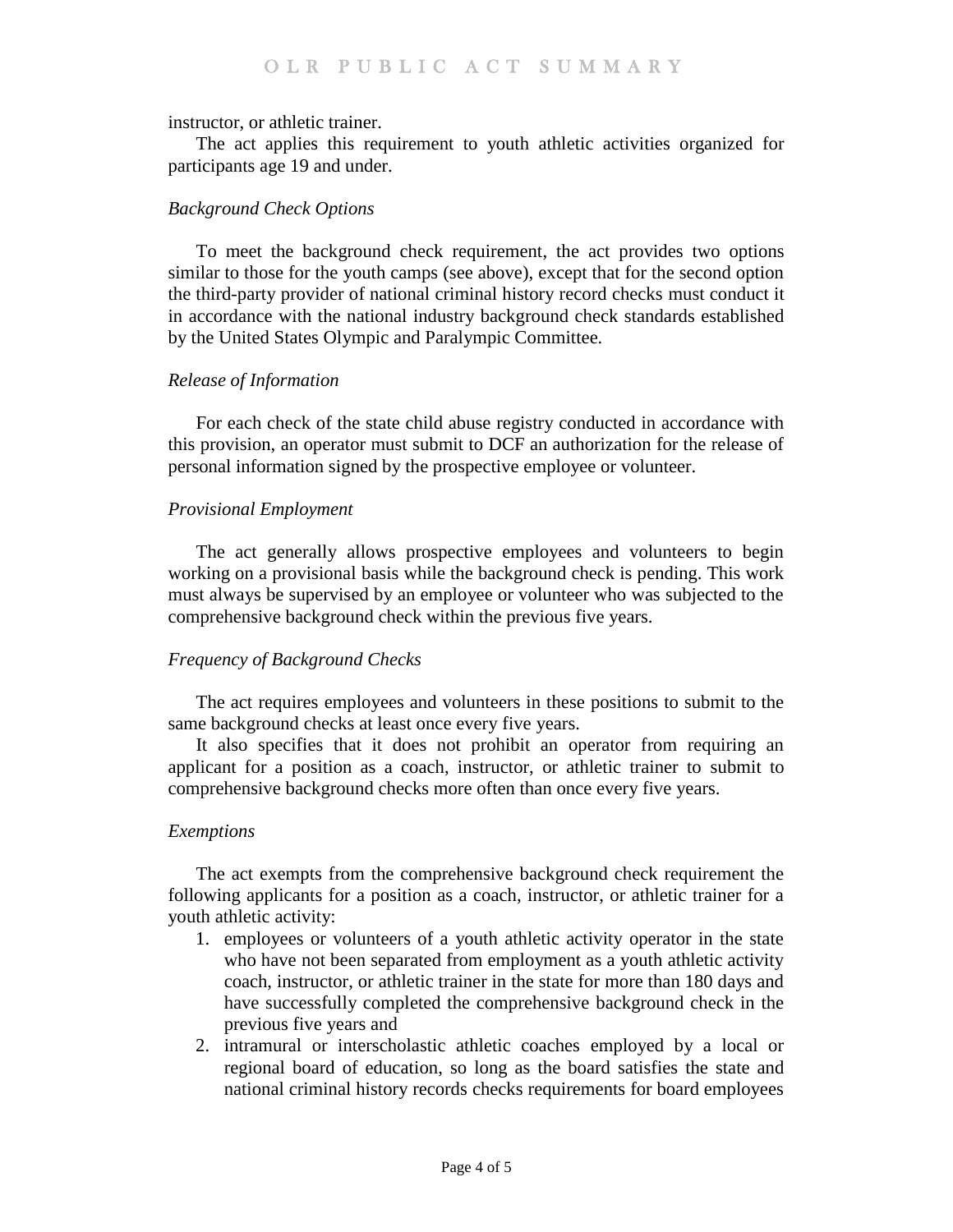instructor, or athletic trainer.

The act applies this requirement to youth athletic activities organized for participants age 19 and under.

*Background Check Options*

To meet the background check requirement, the act provides two options similar to those for the youth camps (see above), except that for the second option the third-party provider of national criminal history record checks must conduct it in accordance with the national industry background check standards established by the United States Olympic and Paralympic Committee.

*Release of Information*

For each check of the state child abuse registry conducted in accordance with this provision, an operator must submit to DCF an authorization for the release of personal information signed by the prospective employee or volunteer.

*Provisional Employment*

The act generally allows prospective employees and volunteers to begin working on a provisional basis while the background check is pending. This work must always be supervised by an employee or volunteer who was subjected to the comprehensive background check within the previous five years.

*Frequency of Background Checks*

The act requires employees and volunteers in these positions to submit to the same background checks at least once every five years.

It also specifies that it does not prohibit an operator from requiring an applicant for a position as a coach, instructor, or athletic trainer to submit to comprehensive background checks more often than once every five years.

*Exemptions*

The act exempts from the comprehensive background check requirement the following applicants for a position as a coach, instructor, or athletic trainer for a youth athletic activity:

1. employees or volunteers of a youth athletic activity operator in the state who have not been separated from employment as a youth athletic activity coach, instructor, or athletic trainer in the state for more than 180 days and have successfully completed the comprehensive background check in the previous five years and
2. intramural or interscholastic athletic coaches employed by a local or regional board of education, so long as the board satisfies the state and national criminal history records checks requirements for board employees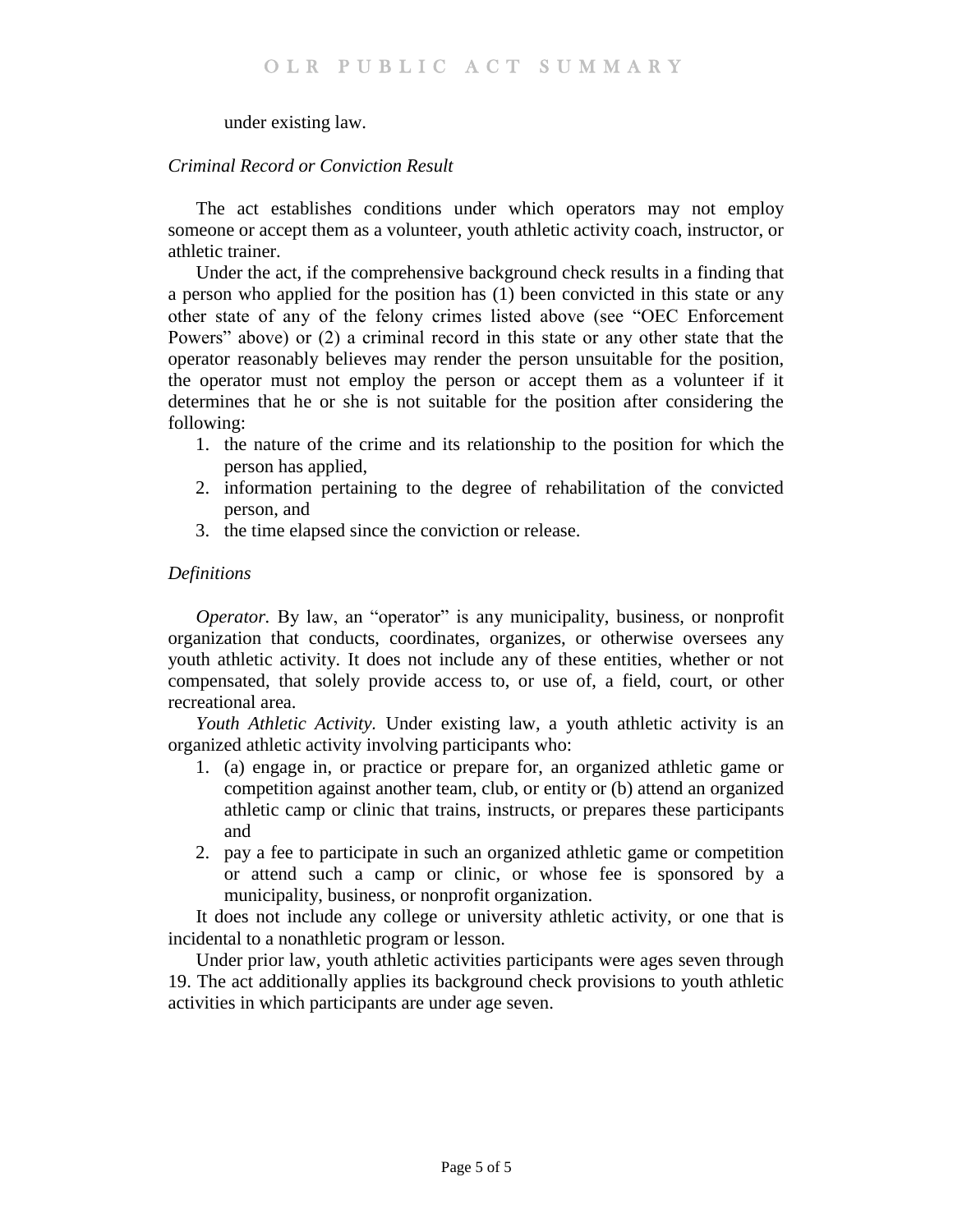under existing law.

*Criminal Record or Conviction Result*

The act establishes conditions under which operators may not employ someone or accept them as a volunteer, youth athletic activity coach, instructor, or athletic trainer.

Under the act, if the comprehensive background check results in a finding that a person who applied for the position has (1) been convicted in this state or any other state of any of the felony crimes listed above (see "OEC Enforcement Powers" above) or (2) a criminal record in this state or any other state that the operator reasonably believes may render the person unsuitable for the position, the operator must not employ the person or accept them as a volunteer if it determines that he or she is not suitable for the position after considering the following:

1. the nature of the crime and its relationship to the position for which the person has applied,
2. information pertaining to the degree of rehabilitation of the convicted person, and
3. the time elapsed since the conviction or release.

*Definitions*

*Operator.* By law, an "operator" is any municipality, business, or nonprofit organization that conducts, coordinates, organizes, or otherwise oversees any youth athletic activity. It does not include any of these entities, whether or not compensated, that solely provide access to, or use of, a field, court, or other recreational area.

*Youth Athletic Activity.* Under existing law, a youth athletic activity is an organized athletic activity involving participants who:

1. (a) engage in, or practice or prepare for, an organized athletic game or competition against another team, club, or entity or (b) attend an organized athletic camp or clinic that trains, instructs, or prepares these participants and
2. pay a fee to participate in such an organized athletic game or competition or attend such a camp or clinic, or whose fee is sponsored by a municipality, business, or nonprofit organization.

It does not include any college or university athletic activity, or one that is incidental to a nonathletic program or lesson.

Under prior law, youth athletic activities participants were ages seven through 19. The act additionally applies its background check provisions to youth athletic activities in which participants are under age seven.